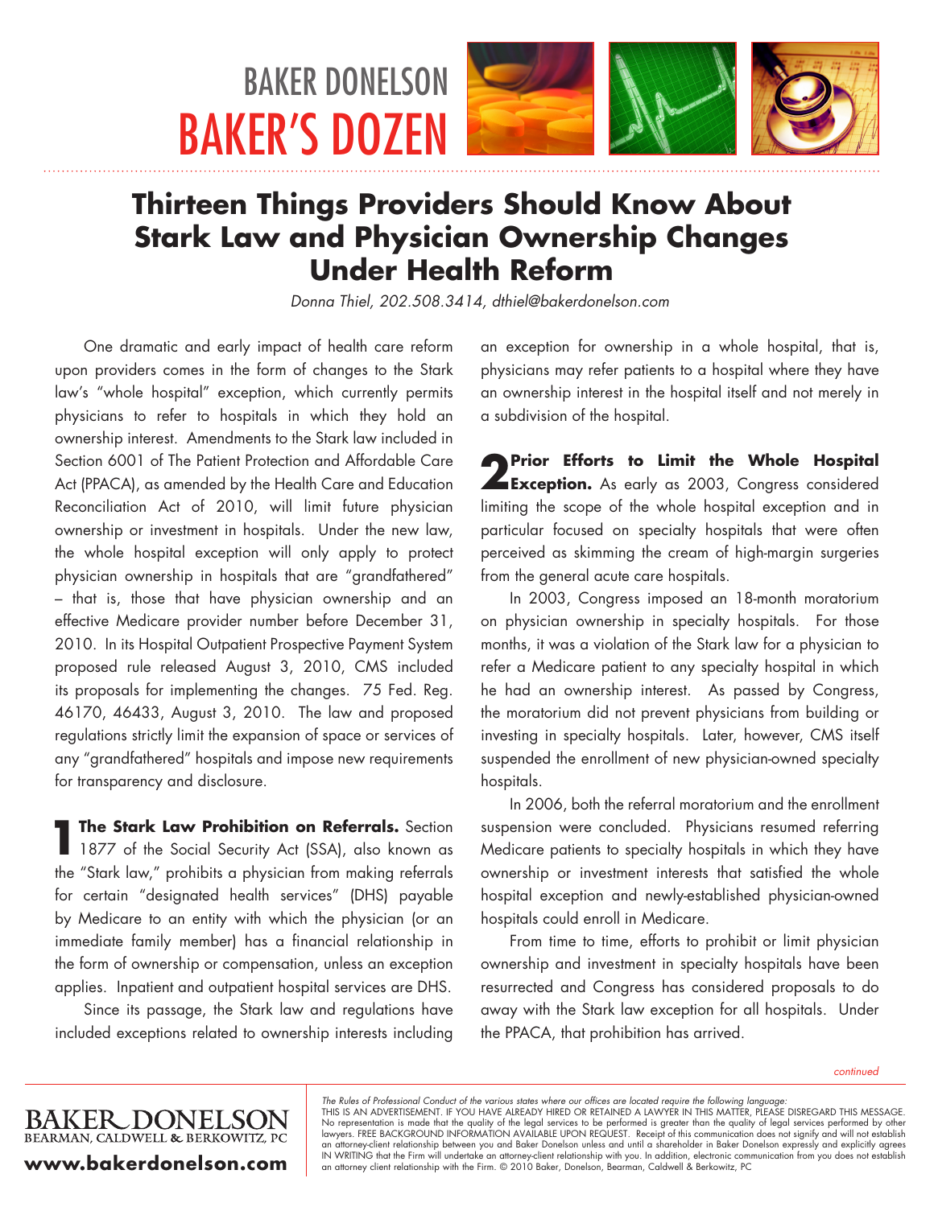BAKER DONELSON

BAKER'S DOZEN

# Thirteen Things Providers Should Know About Stark Law and Physician Ownership Changes Under Health Reform

*Donna Thiel, 202.508.3414, dthiel@bakerdonelson.com*

One dramatic and early impact of health care reform upon providers comes in the form of changes to the Stark law's "whole hospital" exception, which currently permits physicians to refer to hospitals in which they hold an ownership interest. Amendments to the Stark law included in Section 6001 of The Patient Protection and Affordable Care Act (PPACA), as amended by the Health Care and Education Reconciliation Act of 2010, will limit future physician ownership or investment in hospitals. Under the new law, the whole hospital exception will only apply to protect physician ownership in hospitals that are "grandfathered" – that is, those that have physician ownership and an effective Medicare provider number before December 31, 2010. In its Hospital Outpatient Prospective Payment System proposed rule released August 3, 2010, CMS included its proposals for implementing the changes. 75 Fed. Reg. 46170, 46433, August 3, 2010. The law and proposed regulations strictly limit the expansion of space or services of any "grandfathered" hospitals and impose new requirements for transparency and disclosure.

**1 The Stark Law Prohibition on Referrals.** Section 1877 of the Social Security Act (SSA), also known as the "Stark law," prohibits a physician from making referrals for certain "designated health services" (DHS) payable by Medicare to an entity with which the physician (or an immediate family member) has a financial relationship in the form of ownership or compensation, unless an exception applies. Inpatient and outpatient hospital services are DHS.

Since its passage, the Stark law and regulations have included exceptions related to ownership interests including an exception for ownership in a whole hospital, that is, physicians may refer patients to a hospital where they have an ownership interest in the hospital itself and not merely in a subdivision of the hospital.

**2 Prior Efforts to Limit the Whole Hospital Exception.** As early as 2003, Congress considered limiting the scope of the whole hospital exception and in particular focused on specialty hospitals that were often perceived as skimming the cream of high-margin surgeries from the general acute care hospitals.

In 2003, Congress imposed an 18-month moratorium on physician ownership in specialty hospitals. For those months, it was a violation of the Stark law for a physician to refer a Medicare patient to any specialty hospital in which he had an ownership interest. As passed by Congress, the moratorium did not prevent physicians from building or investing in specialty hospitals. Later, however, CMS itself suspended the enrollment of new physician-owned specialty hospitals.

In 2006, both the referral moratorium and the enrollment suspension were concluded. Physicians resumed referring Medicare patients to specialty hospitals in which they have ownership or investment interests that satisfied the whole hospital exception and newly-established physician-owned hospitals could enroll in Medicare.

From time to time, efforts to prohibit or limit physician ownership and investment in specialty hospitals have been resurrected and Congress has considered proposals to do away with the Stark law exception for all hospitals. Under the PPACA, that prohibition has arrived.

*continued*

BAKER DONELSON
BEARMAN, CALDWELL & BERKOWITZ, PC

**www.bakerdonelson.com**

*The Rules of Professional Conduct of the various states where our offices are located require the following language:*
THIS IS AN ADVERTISEMENT. IF YOU HAVE ALREADY HIRED OR RETAINED A LAWYER IN THIS MATTER, PLEASE DISREGARD THIS MESSAGE. No representation is made that the quality of the legal services to be performed is greater than the quality of legal services performed by other lawyers. FREE BACKGROUND INFORMATION AVAILABLE UPON REQUEST. Receipt of this communication does not signify and will not establish an attorney-client relationship between you and Baker Donelson unless and until a shareholder in Baker Donelson expressly and explicitly agrees IN WRITING that the Firm will undertake an attorney-client relationship with you. In addition, electronic communication from you does not establish an attorney client relationship with the Firm. © 2010 Baker, Donelson, Bearman, Caldwell & Berkowitz, PC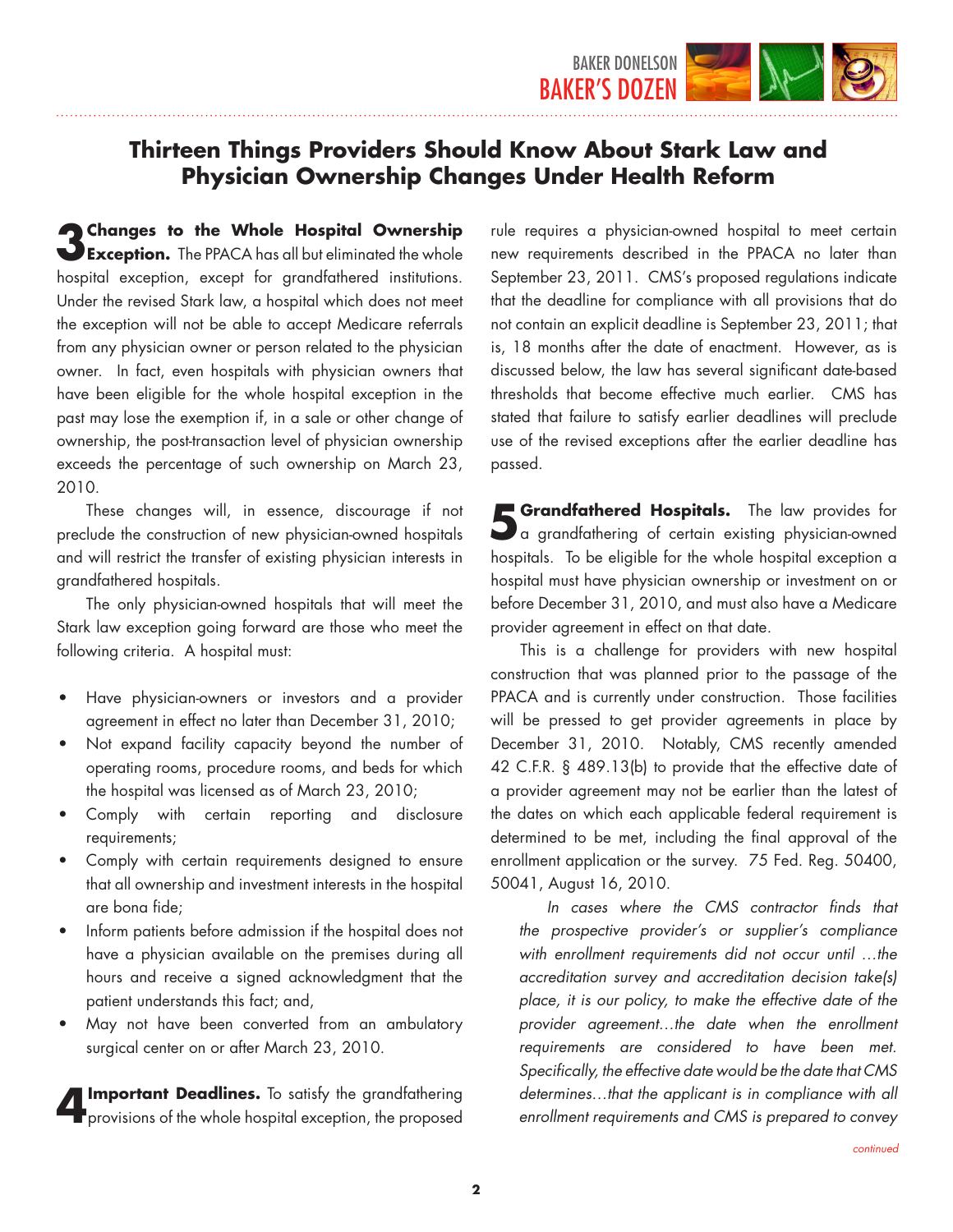## Thirteen Things Providers Should Know About Stark Law and Physician Ownership Changes Under Health Reform

**3 Changes to the Whole Hospital Ownership Exception.** The PPACA has all but eliminated the whole hospital exception, except for grandfathered institutions. Under the revised Stark law, a hospital which does not meet the exception will not be able to accept Medicare referrals from any physician owner or person related to the physician owner. In fact, even hospitals with physician owners that have been eligible for the whole hospital exception in the past may lose the exemption if, in a sale or other change of ownership, the post-transaction level of physician ownership exceeds the percentage of such ownership on March 23, 2010.

These changes will, in essence, discourage if not preclude the construction of new physician-owned hospitals and will restrict the transfer of existing physician interests in grandfathered hospitals.

The only physician-owned hospitals that will meet the Stark law exception going forward are those who meet the following criteria. A hospital must:

- Have physician-owners or investors and a provider agreement in effect no later than December 31, 2010;
- Not expand facility capacity beyond the number of operating rooms, procedure rooms, and beds for which the hospital was licensed as of March 23, 2010;
- Comply with certain reporting and disclosure requirements;
- Comply with certain requirements designed to ensure that all ownership and investment interests in the hospital are bona fide;
- Inform patients before admission if the hospital does not have a physician available on the premises during all hours and receive a signed acknowledgment that the patient understands this fact; and,
- May not have been converted from an ambulatory surgical center on or after March 23, 2010.

**4 Important Deadlines.** To satisfy the grandfathering provisions of the whole hospital exception, the proposed rule requires a physician-owned hospital to meet certain new requirements described in the PPACA no later than September 23, 2011. CMS's proposed regulations indicate that the deadline for compliance with all provisions that do not contain an explicit deadline is September 23, 2011; that is, 18 months after the date of enactment. However, as is discussed below, the law has several significant date-based thresholds that become effective much earlier. CMS has stated that failure to satisfy earlier deadlines will preclude use of the revised exceptions after the earlier deadline has passed.

**5 Grandfathered Hospitals.** The law provides for a grandfathering of certain existing physician-owned hospitals. To be eligible for the whole hospital exception a hospital must have physician ownership or investment on or before December 31, 2010, and must also have a Medicare provider agreement in effect on that date.

This is a challenge for providers with new hospital construction that was planned prior to the passage of the PPACA and is currently under construction. Those facilities will be pressed to get provider agreements in place by December 31, 2010. Notably, CMS recently amended 42 C.F.R. § 489.13(b) to provide that the effective date of a provider agreement may not be earlier than the latest of the dates on which each applicable federal requirement is determined to be met, including the final approval of the enrollment application or the survey. 75 Fed. Reg. 50400, 50041, August 16, 2010.

> *In cases where the CMS contractor finds that the prospective provider's or supplier's compliance with enrollment requirements did not occur until …the accreditation survey and accreditation decision take(s) place, it is our policy, to make the effective date of the provider agreement…the date when the enrollment requirements are considered to have been met. Specifically, the effective date would be the date that CMS determines…that the applicant is in compliance with all enrollment requirements and CMS is prepared to convey*

*continued*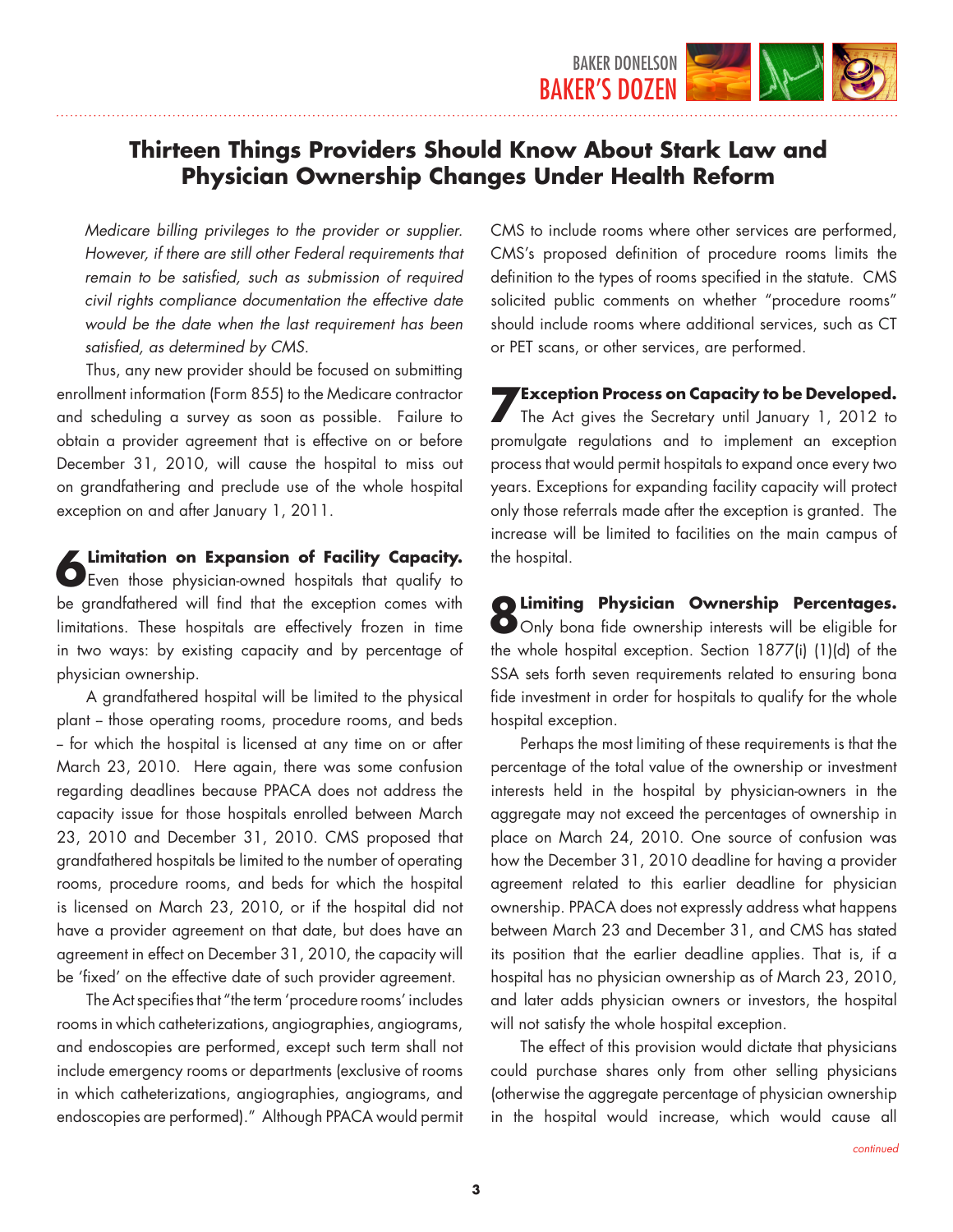# Thirteen Things Providers Should Know About Stark Law and Physician Ownership Changes Under Health Reform

*Medicare billing privileges to the provider or supplier. However, if there are still other Federal requirements that remain to be satisfied, such as submission of required civil rights compliance documentation the effective date would be the date when the last requirement has been satisfied, as determined by CMS.*

Thus, any new provider should be focused on submitting enrollment information (Form 855) to the Medicare contractor and scheduling a survey as soon as possible. Failure to obtain a provider agreement that is effective on or before December 31, 2010, will cause the hospital to miss out on grandfathering and preclude use of the whole hospital exception on and after January 1, 2011.

**6 Limitation on Expansion of Facility Capacity.** Even those physician-owned hospitals that qualify to be grandfathered will find that the exception comes with limitations. These hospitals are effectively frozen in time in two ways: by existing capacity and by percentage of physician ownership.

A grandfathered hospital will be limited to the physical plant – those operating rooms, procedure rooms, and beds – for which the hospital is licensed at any time on or after March 23, 2010. Here again, there was some confusion regarding deadlines because PPACA does not address the capacity issue for those hospitals enrolled between March 23, 2010 and December 31, 2010. CMS proposed that grandfathered hospitals be limited to the number of operating rooms, procedure rooms, and beds for which the hospital is licensed on March 23, 2010, or if the hospital did not have a provider agreement on that date, but does have an agreement in effect on December 31, 2010, the capacity will be 'fixed' on the effective date of such provider agreement.

The Act specifies that "the term 'procedure rooms' includes rooms in which catheterizations, angiographies, angiograms, and endoscopies are performed, except such term shall not include emergency rooms or departments (exclusive of rooms in which catheterizations, angiographies, angiograms, and endoscopies are performed)." Although PPACA would permit CMS to include rooms where other services are performed, CMS's proposed definition of procedure rooms limits the definition to the types of rooms specified in the statute. CMS solicited public comments on whether "procedure rooms" should include rooms where additional services, such as CT or PET scans, or other services, are performed.

**7 Exception Process on Capacity to be Developed.** The Act gives the Secretary until January 1, 2012 to promulgate regulations and to implement an exception process that would permit hospitals to expand once every two years. Exceptions for expanding facility capacity will protect only those referrals made after the exception is granted. The increase will be limited to facilities on the main campus of the hospital.

**8 Limiting Physician Ownership Percentages.** Only bona fide ownership interests will be eligible for the whole hospital exception. Section 1877(i) (1)(d) of the SSA sets forth seven requirements related to ensuring bona fide investment in order for hospitals to qualify for the whole hospital exception.

Perhaps the most limiting of these requirements is that the percentage of the total value of the ownership or investment interests held in the hospital by physician-owners in the aggregate may not exceed the percentages of ownership in place on March 24, 2010. One source of confusion was how the December 31, 2010 deadline for having a provider agreement related to this earlier deadline for physician ownership. PPACA does not expressly address what happens between March 23 and December 31, and CMS has stated its position that the earlier deadline applies. That is, if a hospital has no physician ownership as of March 23, 2010, and later adds physician owners or investors, the hospital will not satisfy the whole hospital exception.

The effect of this provision would dictate that physicians could purchase shares only from other selling physicians (otherwise the aggregate percentage of physician ownership in the hospital would increase, which would cause all

*continued*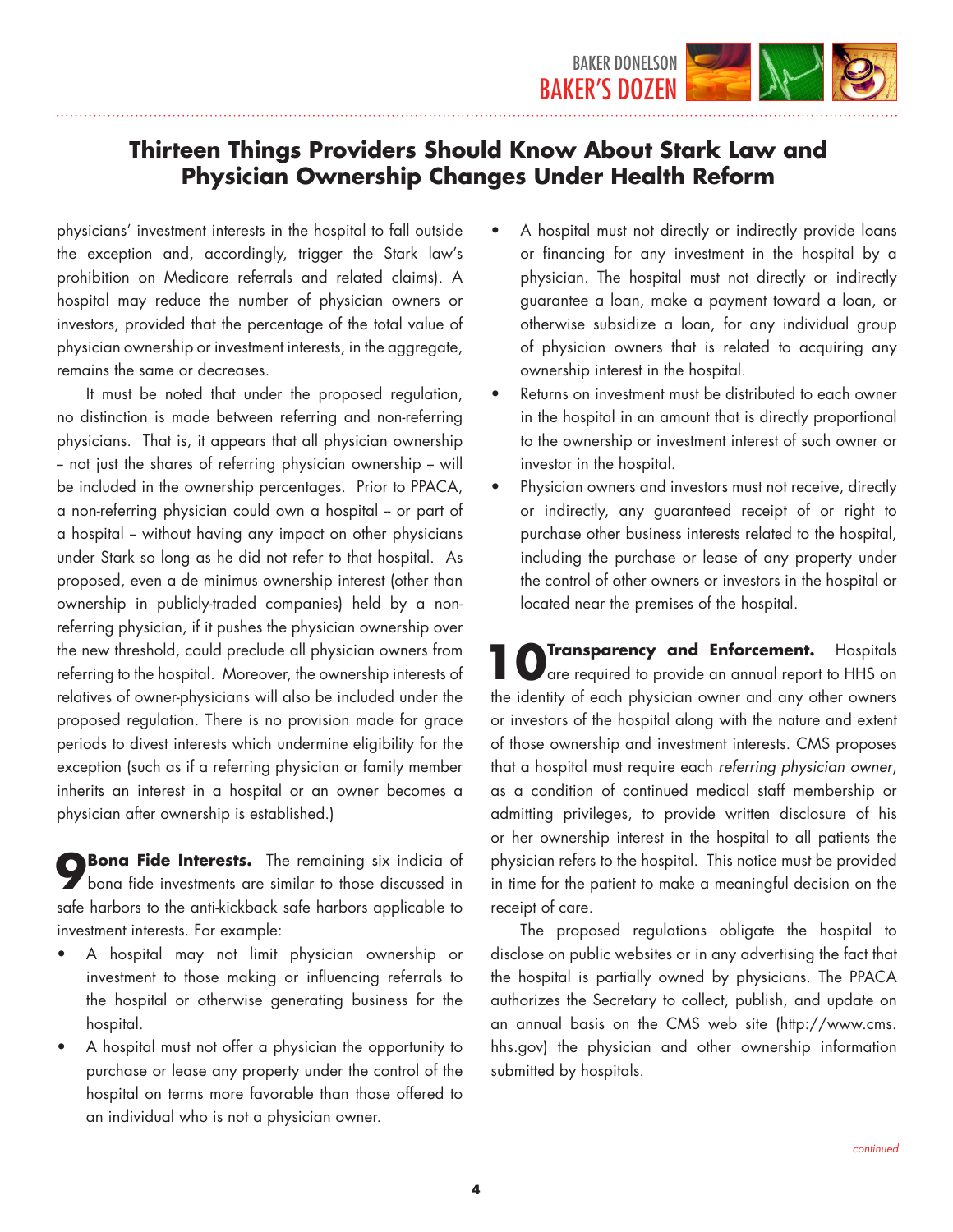# Thirteen Things Providers Should Know About Stark Law and Physician Ownership Changes Under Health Reform

physicians' investment interests in the hospital to fall outside the exception and, accordingly, trigger the Stark law's prohibition on Medicare referrals and related claims). A hospital may reduce the number of physician owners or investors, provided that the percentage of the total value of physician ownership or investment interests, in the aggregate, remains the same or decreases.

It must be noted that under the proposed regulation, no distinction is made between referring and non-referring physicians. That is, it appears that all physician ownership – not just the shares of referring physician ownership – will be included in the ownership percentages. Prior to PPACA, a non-referring physician could own a hospital – or part of a hospital – without having any impact on other physicians under Stark so long as he did not refer to that hospital. As proposed, even a de minimus ownership interest (other than ownership in publicly-traded companies) held by a non-referring physician, if it pushes the physician ownership over the new threshold, could preclude all physician owners from referring to the hospital. Moreover, the ownership interests of relatives of owner-physicians will also be included under the proposed regulation. There is no provision made for grace periods to divest interests which undermine eligibility for the exception (such as if a referring physician or family member inherits an interest in a hospital or an owner becomes a physician after ownership is established.)

**9 Bona Fide Interests.** The remaining six indicia of bona fide investments are similar to those discussed in safe harbors to the anti-kickback safe harbors applicable to investment interests. For example:

- A hospital may not limit physician ownership or investment to those making or influencing referrals to the hospital or otherwise generating business for the hospital.
- A hospital must not offer a physician the opportunity to purchase or lease any property under the control of the hospital on terms more favorable than those offered to an individual who is not a physician owner.
- A hospital must not directly or indirectly provide loans or financing for any investment in the hospital by a physician. The hospital must not directly or indirectly guarantee a loan, make a payment toward a loan, or otherwise subsidize a loan, for any individual group of physician owners that is related to acquiring any ownership interest in the hospital.
- Returns on investment must be distributed to each owner in the hospital in an amount that is directly proportional to the ownership or investment interest of such owner or investor in the hospital.
- Physician owners and investors must not receive, directly or indirectly, any guaranteed receipt of or right to purchase other business interests related to the hospital, including the purchase or lease of any property under the control of other owners or investors in the hospital or located near the premises of the hospital.

**10 Transparency and Enforcement.** Hospitals are required to provide an annual report to HHS on the identity of each physician owner and any other owners or investors of the hospital along with the nature and extent of those ownership and investment interests. CMS proposes that a hospital must require each *referring physician owner*, as a condition of continued medical staff membership or admitting privileges, to provide written disclosure of his or her ownership interest in the hospital to all patients the physician refers to the hospital. This notice must be provided in time for the patient to make a meaningful decision on the receipt of care.

The proposed regulations obligate the hospital to disclose on public websites or in any advertising the fact that the hospital is partially owned by physicians. The PPACA authorizes the Secretary to collect, publish, and update on an annual basis on the CMS web site (http://www.cms.hhs.gov) the physician and other ownership information submitted by hospitals.

*continued*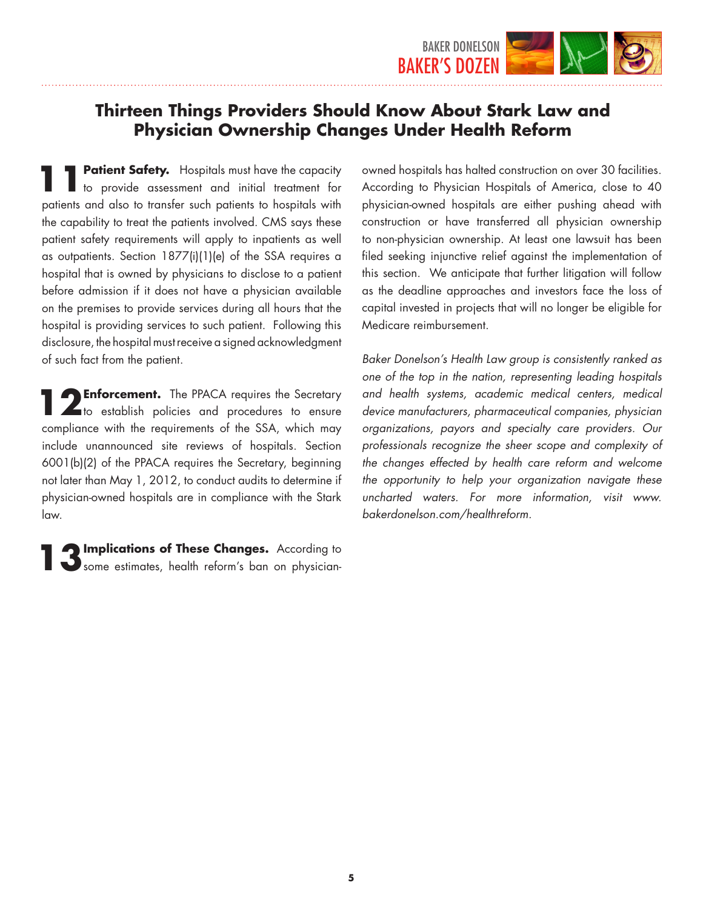# Thirteen Things Providers Should Know About Stark Law and Physician Ownership Changes Under Health Reform

**11 Patient Safety.** Hospitals must have the capacity to provide assessment and initial treatment for patients and also to transfer such patients to hospitals with the capability to treat the patients involved. CMS says these patient safety requirements will apply to inpatients as well as outpatients. Section 1877(i)(1)(e) of the SSA requires a hospital that is owned by physicians to disclose to a patient before admission if it does not have a physician available on the premises to provide services during all hours that the hospital is providing services to such patient. Following this disclosure, the hospital must receive a signed acknowledgment of such fact from the patient.

**12 Enforcement.** The PPACA requires the Secretary to establish policies and procedures to ensure compliance with the requirements of the SSA, which may include unannounced site reviews of hospitals. Section 6001(b)(2) of the PPACA requires the Secretary, beginning not later than May 1, 2012, to conduct audits to determine if physician-owned hospitals are in compliance with the Stark law.

**13 Implications of These Changes.** According to some estimates, health reform's ban on physician-owned hospitals has halted construction on over 30 facilities. According to Physician Hospitals of America, close to 40 physician-owned hospitals are either pushing ahead with construction or have transferred all physician ownership to non-physician ownership. At least one lawsuit has been filed seeking injunctive relief against the implementation of this section. We anticipate that further litigation will follow as the deadline approaches and investors face the loss of capital invested in projects that will no longer be eligible for Medicare reimbursement.

*Baker Donelson's Health Law group is consistently ranked as one of the top in the nation, representing leading hospitals and health systems, academic medical centers, medical device manufacturers, pharmaceutical companies, physician organizations, payors and specialty care providers. Our professionals recognize the sheer scope and complexity of the changes effected by health care reform and welcome the opportunity to help your organization navigate these uncharted waters. For more information, visit www.bakerdonelson.com/healthreform.*